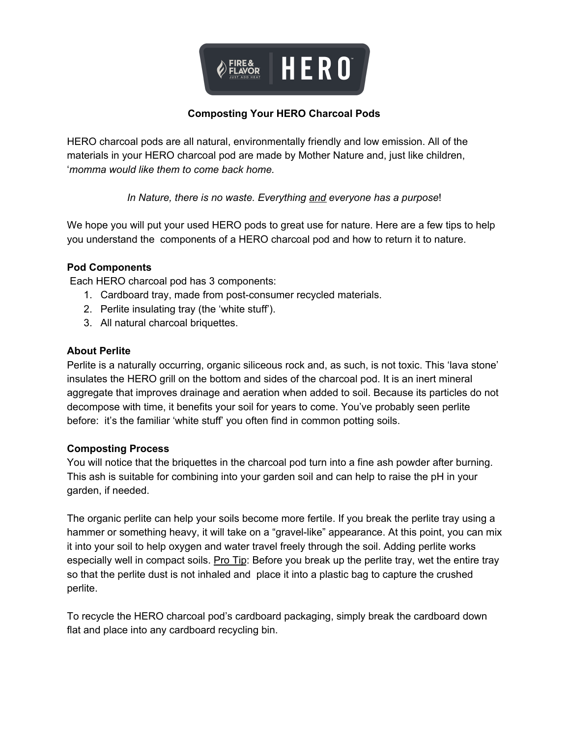# Composting Your HERO Charcoal Pods

HERO charcoal pods are all natural, environmentally friendly and low emission. All of the materials in your HERO charcoal pod are made by Mother Nature and, just like children, '*momma would like them to come back home.*

*In Nature, there is no waste. Everything <u>and</u> everyone has a purpose*!

We hope you will put your used HERO pods to great use for nature. Here are a few tips to help you understand the components of a HERO charcoal pod and how to return it to nature.

**Pod Components**

Each HERO charcoal pod has 3 components:

1. Cardboard tray, made from post-consumer recycled materials.
2. Perlite insulating tray (the 'white stuff').
3. All natural charcoal briquettes.

**About Perlite**

Perlite is a naturally occurring, organic siliceous rock and, as such, is not toxic. This 'lava stone' insulates the HERO grill on the bottom and sides of the charcoal pod. It is an inert mineral aggregate that improves drainage and aeration when added to soil. Because its particles do not decompose with time, it benefits your soil for years to come. You've probably seen perlite before: it's the familiar 'white stuff' you often find in common potting soils.

**Composting Process**

You will notice that the briquettes in the charcoal pod turn into a fine ash powder after burning. This ash is suitable for combining into your garden soil and can help to raise the pH in your garden, if needed.

The organic perlite can help your soils become more fertile. If you break the perlite tray using a hammer or something heavy, it will take on a "gravel-like" appearance. At this point, you can mix it into your soil to help oxygen and water travel freely through the soil. Adding perlite works especially well in compact soils. <u>Pro Tip</u>: Before you break up the perlite tray, wet the entire tray so that the perlite dust is not inhaled and place it into a plastic bag to capture the crushed perlite.

To recycle the HERO charcoal pod's cardboard packaging, simply break the cardboard down flat and place into any cardboard recycling bin.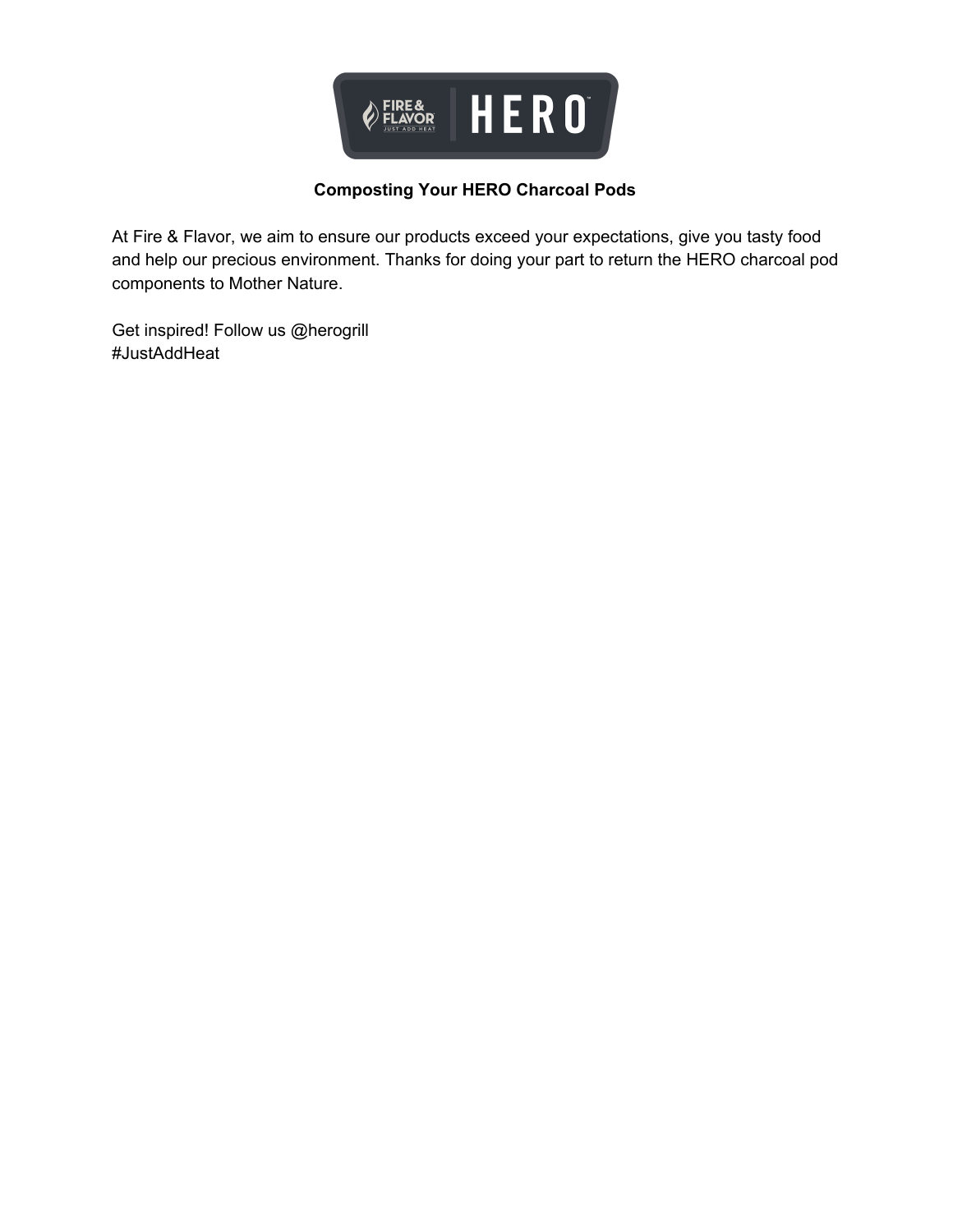**Composting Your HERO Charcoal Pods**

At Fire & Flavor, we aim to ensure our products exceed your expectations, give you tasty food and help our precious environment. Thanks for doing your part to return the HERO charcoal pod components to Mother Nature.

Get inspired! Follow us @herogrill
#JustAddHeat